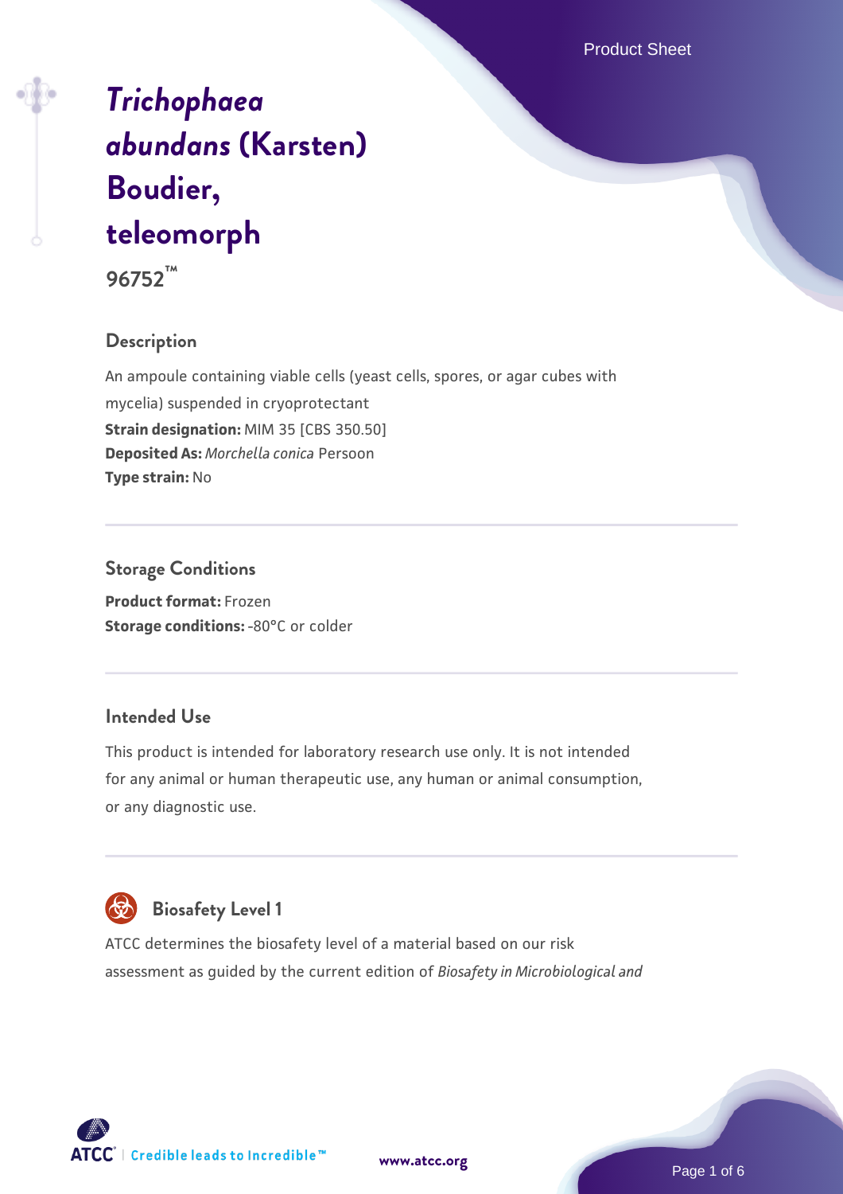# *Trichophaea abundans* (Karsten) Boudier, teleomorph

**96752™**

## Description

An ampoule containing viable cells (yeast cells, spores, or agar cubes with mycelia) suspended in cryoprotectant

**Strain designation:** MIM 35 [CBS 350.50]

**Deposited As:** *Morchella conica* Persoon

**Type strain:** No

## Storage Conditions

**Product format:** Frozen

**Storage conditions:** -80°C or colder

## Intended Use

This product is intended for laboratory research use only. It is not intended for any animal or human therapeutic use, any human or animal consumption, or any diagnostic use.

## Biosafety Level 1

ATCC determines the biosafety level of a material based on our risk assessment as guided by the current edition of *Biosafety in Microbiological and*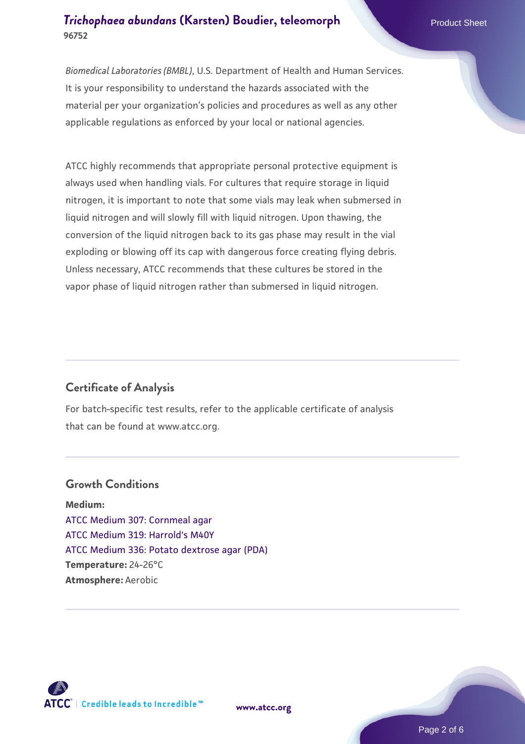*Biomedical Laboratories (BMBL)*, U.S. Department of Health and Human Services. It is your responsibility to understand the hazards associated with the material per your organization's policies and procedures as well as any other applicable regulations as enforced by your local or national agencies.

ATCC highly recommends that appropriate personal protective equipment is always used when handling vials. For cultures that require storage in liquid nitrogen, it is important to note that some vials may leak when submersed in liquid nitrogen and will slowly fill with liquid nitrogen. Upon thawing, the conversion of the liquid nitrogen back to its gas phase may result in the vial exploding or blowing off its cap with dangerous force creating flying debris. Unless necessary, ATCC recommends that these cultures be stored in the vapor phase of liquid nitrogen rather than submersed in liquid nitrogen.

## Certificate of Analysis

For batch-specific test results, refer to the applicable certificate of analysis that can be found at www.atcc.org.

## Growth Conditions

**Medium:**
ATCC Medium 307: Cornmeal agar
ATCC Medium 319: Harrold's M40Y
ATCC Medium 336: Potato dextrose agar (PDA)
**Temperature:** 24-26°C
**Atmosphere:** Aerobic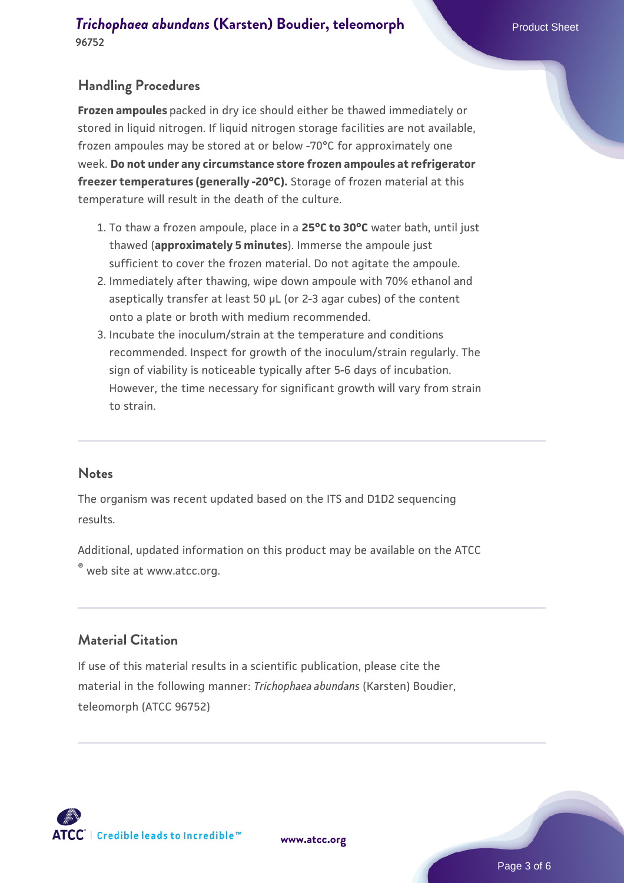## Handling Procedures

**Frozen ampoules** packed in dry ice should either be thawed immediately or stored in liquid nitrogen. If liquid nitrogen storage facilities are not available, frozen ampoules may be stored at or below -70°C for approximately one week. **Do not under any circumstance store frozen ampoules at refrigerator freezer temperatures (generally -20°C).** Storage of frozen material at this temperature will result in the death of the culture.

1. To thaw a frozen ampoule, place in a **25°C to 30°C** water bath, until just thawed (**approximately 5 minutes**). Immerse the ampoule just sufficient to cover the frozen material. Do not agitate the ampoule.
2. Immediately after thawing, wipe down ampoule with 70% ethanol and aseptically transfer at least 50 µL (or 2-3 agar cubes) of the content onto a plate or broth with medium recommended.
3. Incubate the inoculum/strain at the temperature and conditions recommended. Inspect for growth of the inoculum/strain regularly. The sign of viability is noticeable typically after 5-6 days of incubation. However, the time necessary for significant growth will vary from strain to strain.

## Notes

The organism was recent updated based on the ITS and D1D2 sequencing results.

Additional, updated information on this product may be available on the ATCC® web site at www.atcc.org.

## Material Citation

If use of this material results in a scientific publication, please cite the material in the following manner: *Trichophaea abundans* (Karsten) Boudier, teleomorph (ATCC 96752)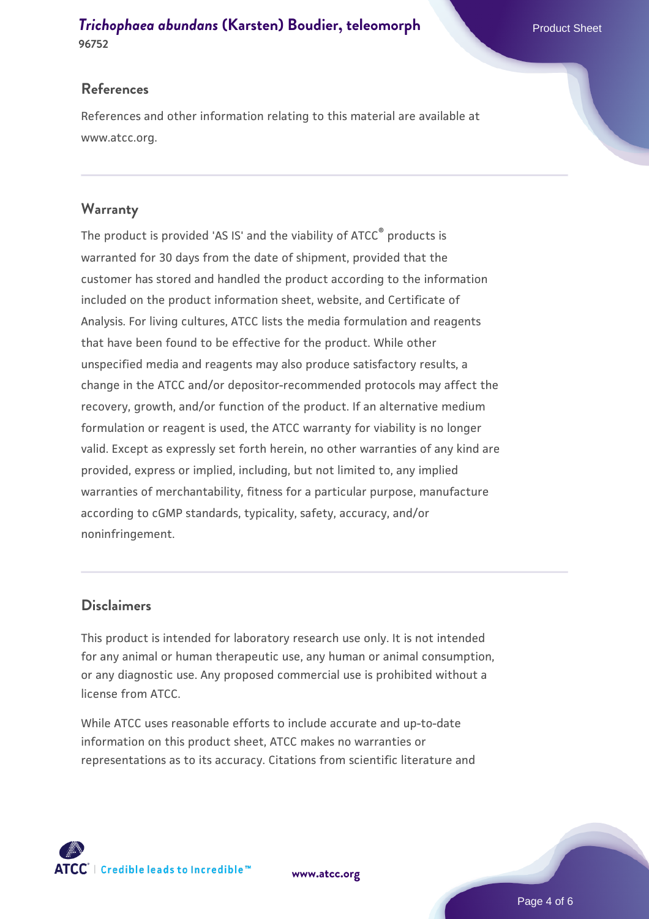## References

References and other information relating to this material are available at www.atcc.org.

## Warranty

The product is provided 'AS IS' and the viability of ATCC® products is warranted for 30 days from the date of shipment, provided that the customer has stored and handled the product according to the information included on the product information sheet, website, and Certificate of Analysis. For living cultures, ATCC lists the media formulation and reagents that have been found to be effective for the product. While other unspecified media and reagents may also produce satisfactory results, a change in the ATCC and/or depositor-recommended protocols may affect the recovery, growth, and/or function of the product. If an alternative medium formulation or reagent is used, the ATCC warranty for viability is no longer valid. Except as expressly set forth herein, no other warranties of any kind are provided, express or implied, including, but not limited to, any implied warranties of merchantability, fitness for a particular purpose, manufacture according to cGMP standards, typicality, safety, accuracy, and/or noninfringement.

## Disclaimers

This product is intended for laboratory research use only. It is not intended for any animal or human therapeutic use, any human or animal consumption, or any diagnostic use. Any proposed commercial use is prohibited without a license from ATCC.

While ATCC uses reasonable efforts to include accurate and up-to-date information on this product sheet, ATCC makes no warranties or representations as to its accuracy. Citations from scientific literature and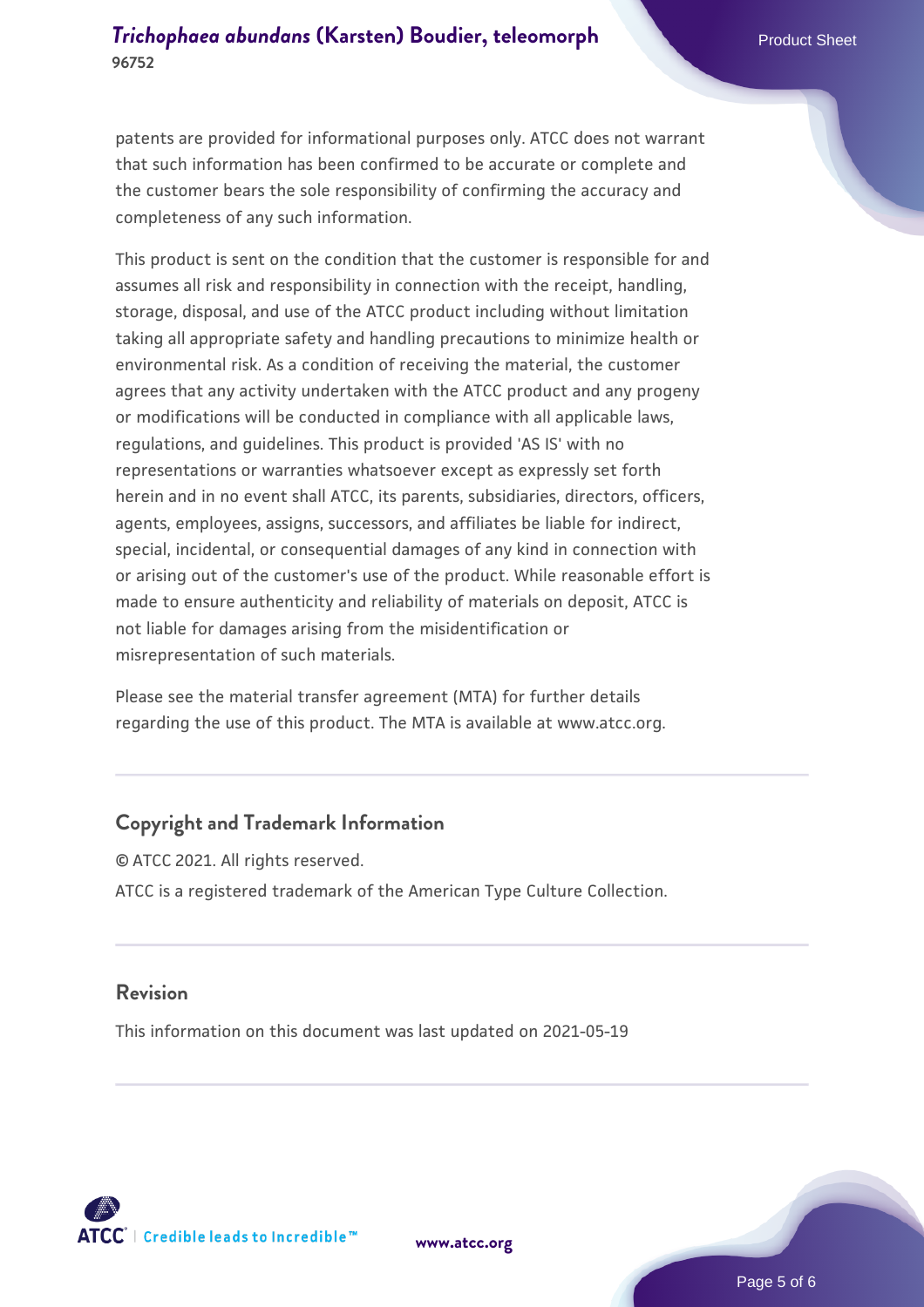patents are provided for informational purposes only. ATCC does not warrant that such information has been confirmed to be accurate or complete and the customer bears the sole responsibility of confirming the accuracy and completeness of any such information.

This product is sent on the condition that the customer is responsible for and assumes all risk and responsibility in connection with the receipt, handling, storage, disposal, and use of the ATCC product including without limitation taking all appropriate safety and handling precautions to minimize health or environmental risk. As a condition of receiving the material, the customer agrees that any activity undertaken with the ATCC product and any progeny or modifications will be conducted in compliance with all applicable laws, regulations, and guidelines. This product is provided 'AS IS' with no representations or warranties whatsoever except as expressly set forth herein and in no event shall ATCC, its parents, subsidiaries, directors, officers, agents, employees, assigns, successors, and affiliates be liable for indirect, special, incidental, or consequential damages of any kind in connection with or arising out of the customer's use of the product. While reasonable effort is made to ensure authenticity and reliability of materials on deposit, ATCC is not liable for damages arising from the misidentification or misrepresentation of such materials.

Please see the material transfer agreement (MTA) for further details regarding the use of this product. The MTA is available at www.atcc.org.

## Copyright and Trademark Information

© ATCC 2021. All rights reserved.

ATCC is a registered trademark of the American Type Culture Collection.

## Revision

This information on this document was last updated on 2021-05-19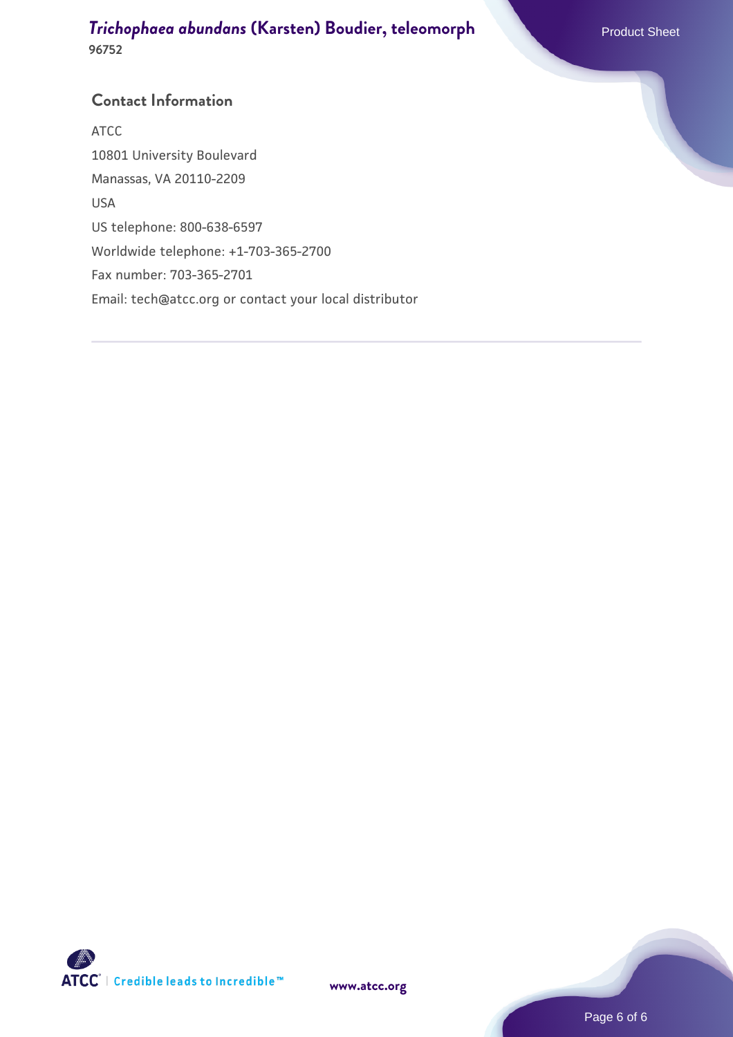## Contact Information

ATCC

10801 University Boulevard

Manassas, VA 20110-2209

USA

US telephone: 800-638-6597

Worldwide telephone: +1-703-365-2700

Fax number: 703-365-2701

Email: tech@atcc.org or contact your local distributor